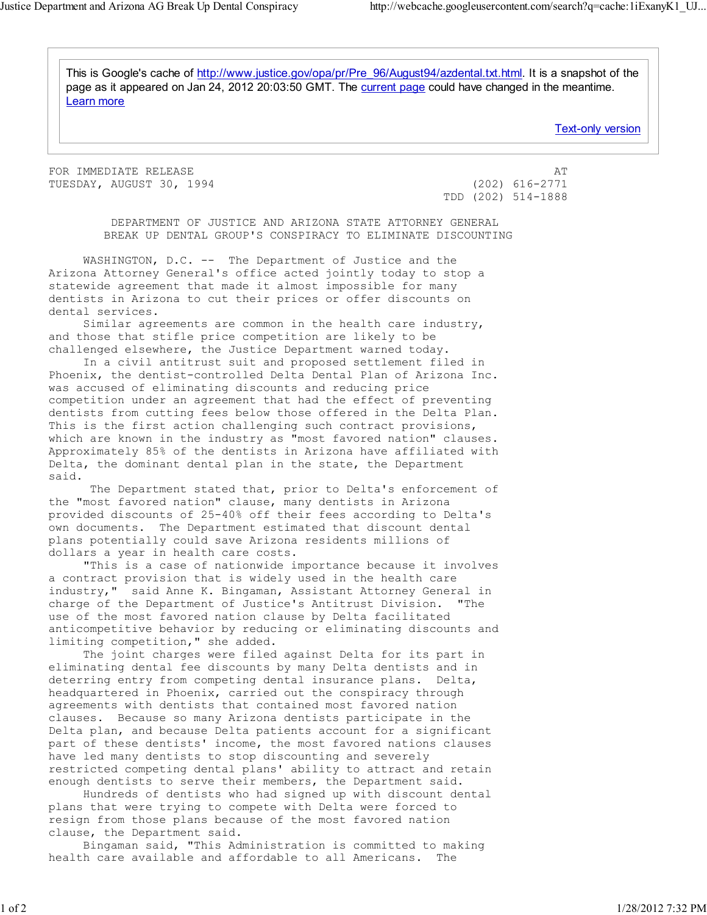This is Google's cache of http://www.justice.gov/opa/pr/Pre_96/August94/azdental.txt.html. It is a snapshot of the page as it appeared on Jan 24, 2012 20:03:50 GMT. The current page could have changed in the meantime. Learn more

Text-only version

FOR IMMEDIATE RELEASE
TUESDAY, AUGUST 30, 1994

AT
(202) 616-2771
TDD (202) 514-1888

## DEPARTMENT OF JUSTICE AND ARIZONA STATE ATTORNEY GENERAL BREAK UP DENTAL GROUP'S CONSPIRACY TO ELIMINATE DISCOUNTING

WASHINGTON, D.C. -- The Department of Justice and the Arizona Attorney General's office acted jointly today to stop a statewide agreement that made it almost impossible for many dentists in Arizona to cut their prices or offer discounts on dental services.

Similar agreements are common in the health care industry, and those that stifle price competition are likely to be challenged elsewhere, the Justice Department warned today.

In a civil antitrust suit and proposed settlement filed in Phoenix, the dentist-controlled Delta Dental Plan of Arizona Inc. was accused of eliminating discounts and reducing price competition under an agreement that had the effect of preventing dentists from cutting fees below those offered in the Delta Plan. This is the first action challenging such contract provisions, which are known in the industry as "most favored nation" clauses. Approximately 85% of the dentists in Arizona have affiliated with Delta, the dominant dental plan in the state, the Department said.

The Department stated that, prior to Delta's enforcement of the "most favored nation" clause, many dentists in Arizona provided discounts of 25-40% off their fees according to Delta's own documents. The Department estimated that discount dental plans potentially could save Arizona residents millions of dollars a year in health care costs.

"This is a case of nationwide importance because it involves a contract provision that is widely used in the health care industry," said Anne K. Bingaman, Assistant Attorney General in charge of the Department of Justice's Antitrust Division. "The use of the most favored nation clause by Delta facilitated anticompetitive behavior by reducing or eliminating discounts and limiting competition," she added.

The joint charges were filed against Delta for its part in eliminating dental fee discounts by many Delta dentists and in deterring entry from competing dental insurance plans. Delta, headquartered in Phoenix, carried out the conspiracy through agreements with dentists that contained most favored nation clauses. Because so many Arizona dentists participate in the Delta plan, and because Delta patients account for a significant part of these dentists' income, the most favored nations clauses have led many dentists to stop discounting and severely restricted competing dental plans' ability to attract and retain enough dentists to serve their members, the Department said.

Hundreds of dentists who had signed up with discount dental plans that were trying to compete with Delta were forced to resign from those plans because of the most favored nation clause, the Department said.

Bingaman said, "This Administration is committed to making health care available and affordable to all Americans. The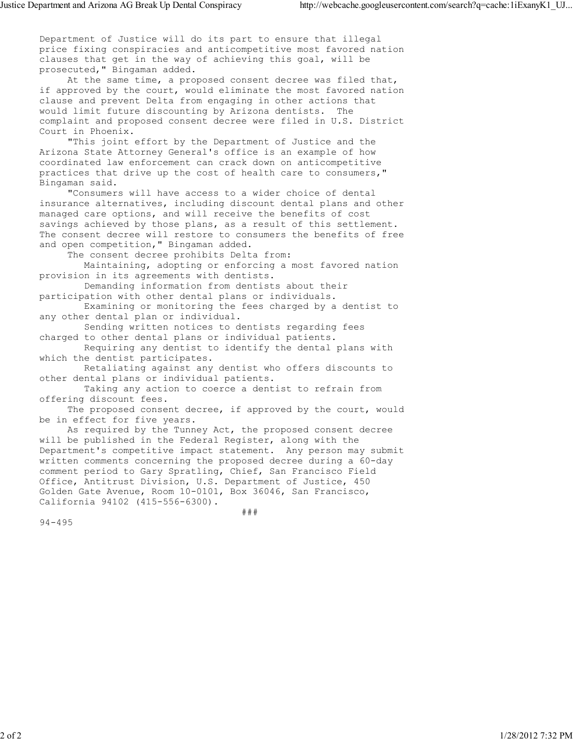Department of Justice will do its part to ensure that illegal price fixing conspiracies and anticompetitive most favored nation clauses that get in the way of achieving this goal, will be prosecuted," Bingaman added.

At the same time, a proposed consent decree was filed that, if approved by the court, would eliminate the most favored nation clause and prevent Delta from engaging in other actions that would limit future discounting by Arizona dentists. The complaint and proposed consent decree were filed in U.S. District Court in Phoenix.

"This joint effort by the Department of Justice and the Arizona State Attorney General's office is an example of how coordinated law enforcement can crack down on anticompetitive practices that drive up the cost of health care to consumers," Bingaman said.

"Consumers will have access to a wider choice of dental insurance alternatives, including discount dental plans and other managed care options, and will receive the benefits of cost savings achieved by those plans, as a result of this settlement. The consent decree will restore to consumers the benefits of free and open competition," Bingaman added.

The consent decree prohibits Delta from:

- Maintaining, adopting or enforcing a most favored nation provision in its agreements with dentists.
- Demanding information from dentists about their participation with other dental plans or individuals.
- Examining or monitoring the fees charged by a dentist to any other dental plan or individual.
- Sending written notices to dentists regarding fees charged to other dental plans or individual patients.
- Requiring any dentist to identify the dental plans with which the dentist participates.
- Retaliating against any dentist who offers discounts to other dental plans or individual patients.
- Taking any action to coerce a dentist to refrain from offering discount fees.

The proposed consent decree, if approved by the court, would be in effect for five years.

As required by the Tunney Act, the proposed consent decree will be published in the Federal Register, along with the Department's competitive impact statement. Any person may submit written comments concerning the proposed decree during a 60-day comment period to Gary Spratling, Chief, San Francisco Field Office, Antitrust Division, U.S. Department of Justice, 450 Golden Gate Avenue, Room 10-0101, Box 36046, San Francisco, California 94102 (415-556-6300).

###

94-495